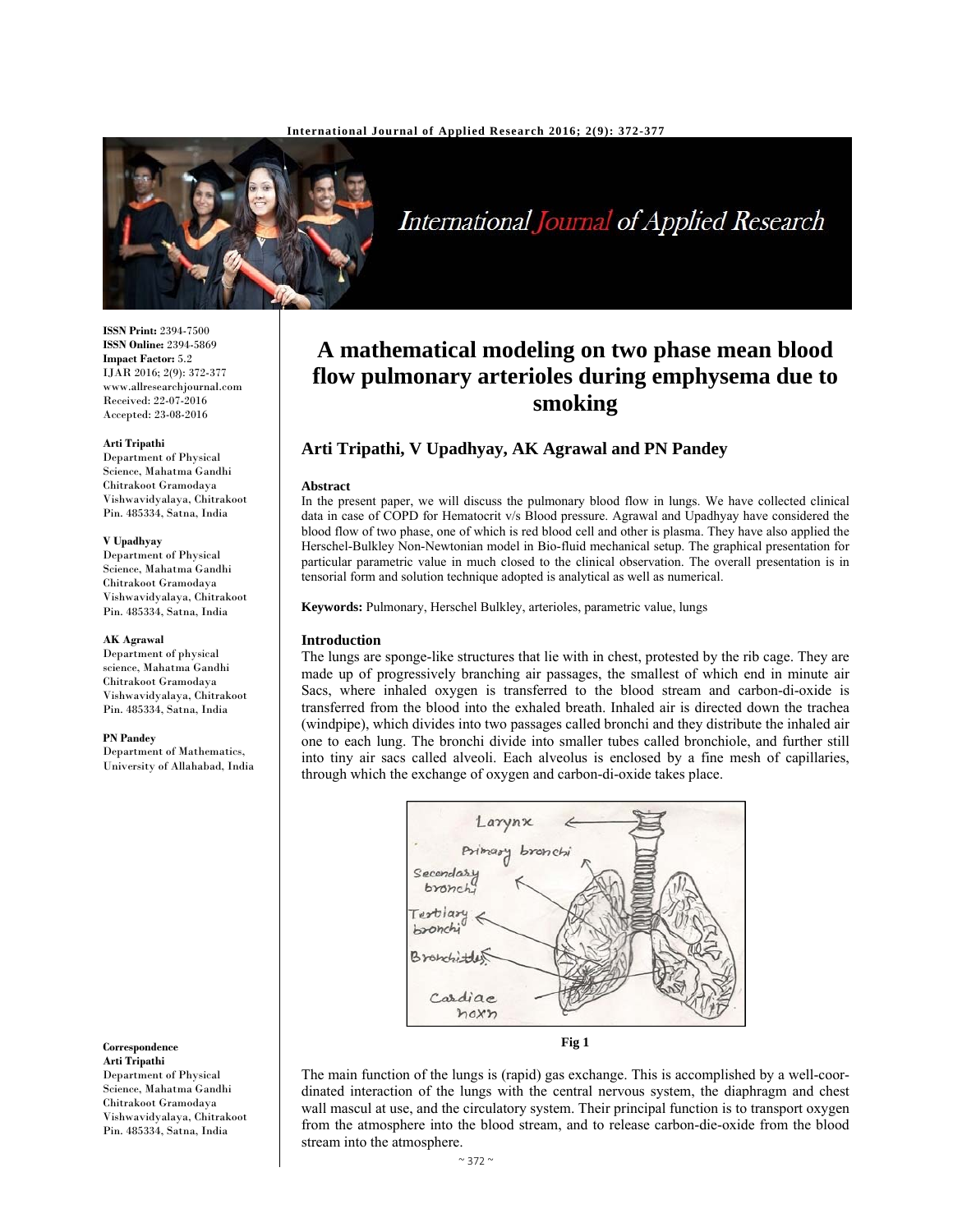ISSN Print: 2394-7500
ISSN Online: 2394-5869
Impact Factor: 5.2
IJAR 2016; 2(9): 372-377
www.allresearchjournal.com
Received: 22-07-2016
Accepted: 23-08-2016

**Arti Tripathi**
Department of Physical Science, Mahatma Gandhi Chitrakoot Gramodaya Vishwavidyalaya, Chitrakoot Pin. 485334, Satna, India

**V Upadhyay**
Department of Physical Science, Mahatma Gandhi Chitrakoot Gramodaya Vishwavidyalaya, Chitrakoot Pin. 485334, Satna, India

**AK Agrawal**
Department of physical science, Mahatma Gandhi Chitrakoot Gramodaya Vishwavidyalaya, Chitrakoot Pin. 485334, Satna, India

**PN Pandey**
Department of Mathematics, University of Allahabad, India

**Correspondence**
**Arti Tripathi**
Department of Physical Science, Mahatma Gandhi Chitrakoot Gramodaya Vishwavidyalaya, Chitrakoot Pin. 485334, Satna, India

# A mathematical modeling on two phase mean blood flow pulmonary arterioles during emphysema due to smoking

## Arti Tripathi, V Upadhyay, AK Agrawal and PN Pandey

**Abstract**

In the present paper, we will discuss the pulmonary blood flow in lungs. We have collected clinical data in case of COPD for Hematocrit v/s Blood pressure. Agrawal and Upadhyay have considered the blood flow of two phase, one of which is red blood cell and other is plasma. They have also applied the Herschel-Bulkley Non-Newtonian model in Bio-fluid mechanical setup. The graphical presentation for particular parametric value in much closed to the clinical observation. The overall presentation is in tensorial form and solution technique adopted is analytical as well as numerical.

**Keywords:** Pulmonary, Herschel Bulkley, arterioles, parametric value, lungs

### Introduction

The lungs are sponge-like structures that lie with in chest, protested by the rib cage. They are made up of progressively branching air passages, the smallest of which end in minute air Sacs, where inhaled oxygen is transferred to the blood stream and carbon-di-oxide is transferred from the blood into the exhaled breath. Inhaled air is directed down the trachea (windpipe), which divides into two passages called bronchi and they distribute the inhaled air one to each lung. The bronchi divide into smaller tubes called bronchiole, and further still into tiny air sacs called alveoli. Each alveolus is enclosed by a fine mesh of capillaries, through which the exchange of oxygen and carbon-di-oxide takes place.

Larynx
Primary bronchi
Secondary bronchi
Tertiary bronchi
Bronchitles
Cardiac nox'n

**Fig 1**

The main function of the lungs is (rapid) gas exchange. This is accomplished by a well-coordinated interaction of the lungs with the central nervous system, the diaphragm and chest wall mascul at use, and the circulatory system. Their principal function is to transport oxygen from the atmosphere into the blood stream, and to release carbon-die-oxide from the blood stream into the atmosphere.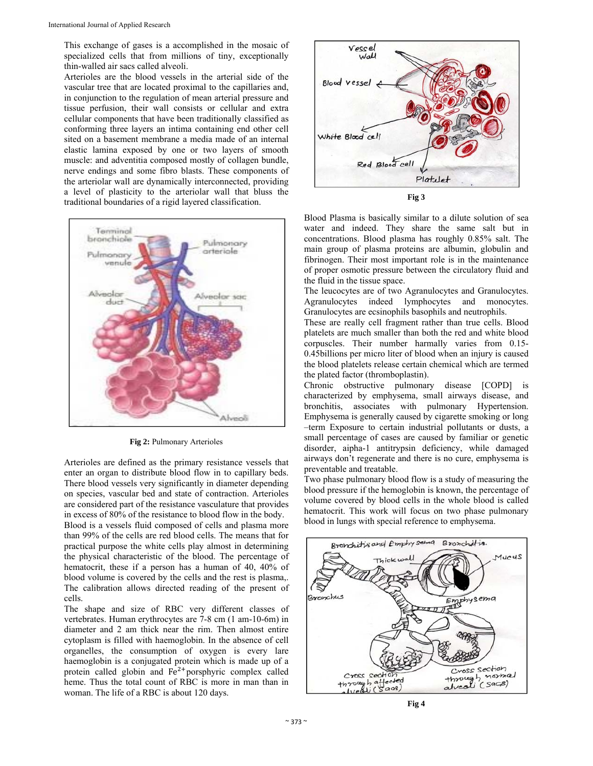This exchange of gases is a accomplished in the mosaic of specialized cells that from millions of tiny, exceptionally thin-walled air sacs called alveoli.

Arterioles are the blood vessels in the arterial side of the vascular tree that are located proximal to the capillaries and, in conjunction to the regulation of mean arterial pressure and tissue perfusion, their wall consists or cellular and extra cellular components that have been traditionally classified as conforming three layers an intima containing end other cell sited on a basement membrane a media made of an internal elastic lamina exposed by one or two layers of smooth muscle: and adventitia composed mostly of collagen bundle, nerve endings and some fibro blasts. These components of the arteriolar wall are dynamically interconnected, providing a level of plasticity to the arteriolar wall that bluss the traditional boundaries of a rigid layered classification.

**Fig 2:** Pulmonary Arterioles

Arterioles are defined as the primary resistance vessels that enter an organ to distribute blood flow in to capillary beds. There blood vessels very significantly in diameter depending on species, vascular bed and state of contraction. Arterioles are considered part of the resistance vasculature that provides in excess of 80% of the resistance to blood flow in the body.

Blood is a vessels fluid composed of cells and plasma more than 99% of the cells are red blood cells. The means that for practical purpose the white cells play almost in determining the physical characteristic of the blood. The percentage of hematocrit, these if a person has a human of 40, 40% of blood volume is covered by the cells and the rest is plasma,. The calibration allows directed reading of the present of cells.

The shape and size of RBC very different classes of vertebrates. Human erythrocytes are 7-8 cm (1 am-10-6m) in diameter and 2 am thick near the rim. Then almost entire cytoplasm is filled with haemoglobin. In the absence of cell organelles, the consumption of oxygen is every lare haemoglobin is a conjugated protein which is made up of a protein called globin and $Fe^{2+}$porsphyric complex called heme. Thus the total count of RBC is more in man than in woman. The life of a RBC is about 120 days.

**Fig 3**

Blood Plasma is basically similar to a dilute solution of sea water and indeed. They share the same salt but in concentrations. Blood plasma has roughly 0.85% salt. The main group of plasma proteins are albumin, globulin and fibrinogen. Their most important role is in the maintenance of proper osmotic pressure between the circulatory fluid and the fluid in the tissue space.

The leucocytes are of two Agranulocytes and Granulocytes. Agranulocytes indeed lymphocytes and monocytes. Granulocytes are ecsinophils basophils and neutrophils.

These are really cell fragment rather than true cells. Blood platelets are much smaller than both the red and white blood corpuscles. Their number harmally varies from 0.15-0.45billions per micro liter of blood when an injury is caused the blood platelets release certain chemical which are termed the plated factor (thromboplastin).

Chronic obstructive pulmonary disease [COPD] is characterized by emphysema, small airways disease, and bronchitis, associates with pulmonary Hypertension. Emphysema is generally caused by cigarette smoking or long –term Exposure to certain industrial pollutants or dusts, a small percentage of cases are caused by familiar or genetic disorder, aipha-1 antitrypsin deficiency, while damaged airways don't regenerate and there is no cure, emphysema is preventable and treatable.

Two phase pulmonary blood flow is a study of measuring the blood pressure if the hemoglobin is known, the percentage of volume covered by blood cells in the whole blood is called hematocrit. This work will focus on two phase pulmonary blood in lungs with special reference to emphysema.

**Fig 4**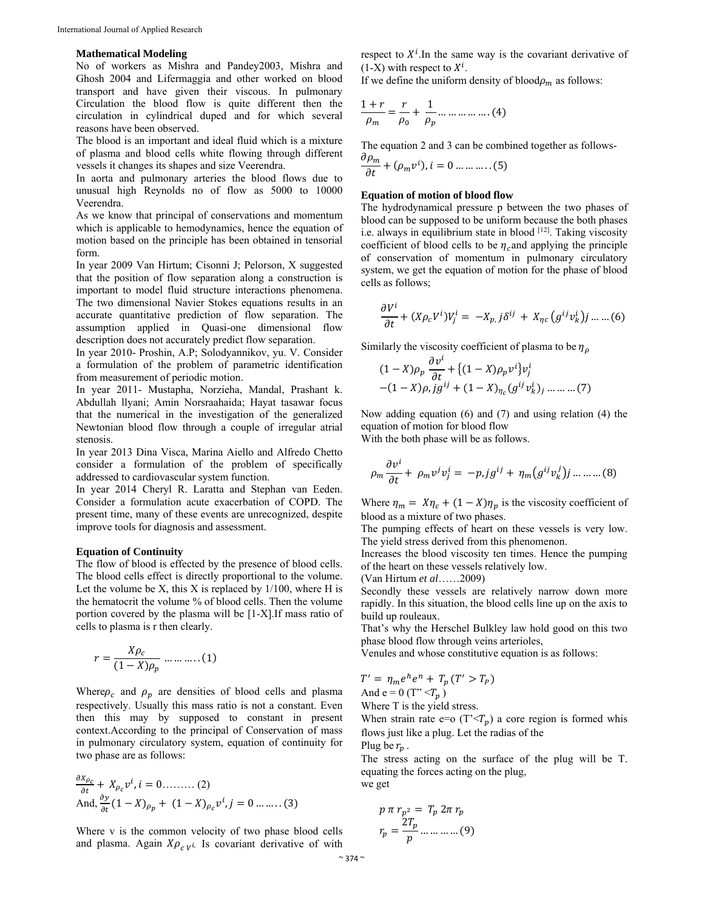### Mathematical Modeling

No of workers as Mishra and Pandey2003, Mishra and Ghosh 2004 and Lifermaggia and other worked on blood transport and have given their viscous. In pulmonary Circulation the blood flow is quite different then the circulation in cylindrical duped and for which several reasons have been observed.

The blood is an important and ideal fluid which is a mixture of plasma and blood cells white flowing through different vessels it changes its shapes and size Veerendra.

In aorta and pulmonary arteries the blood flows due to unusual high Reynolds no of flow as 5000 to 10000 Veerendra.

As we know that principal of conservations and momentum which is applicable to hemodynamics, hence the equation of motion based on the principle has been obtained in tensorial form.

In year 2009 Van Hirtum; Cisonni J; Pelorson, X suggested that the position of flow separation along a construction is important to model fluid structure interactions phenomena. The two dimensional Navier Stokes equations results in an accurate quantitative prediction of flow separation. The assumption applied in Quasi-one dimensional flow description does not accurately predict flow separation.

In year 2010- Proshin, A.P; Solodyannikov, yu. V. Consider a formulation of the problem of parametric identification from measurement of periodic motion.

In year 2011- Mustapha, Norzieha, Mandal, Prashant k. Abdullah llyani; Amin Norsraahaida; Hayat tasawar focus that the numerical in the investigation of the generalized Newtonian blood flow through a couple of irregular atrial stenosis.

In year 2013 Dina Visca, Marina Aiello and Alfredo Chetto consider a formulation of the problem of specifically addressed to cardiovascular system function.

In year 2014 Cheryl R. Laratta and Stephan van Eeden. Consider a formulation acute exacerbation of COPD. The present time, many of these events are unrecognized, despite improve tools for diagnosis and assessment.

### Equation of Continuity

The flow of blood is effected by the presence of blood cells. The blood cells effect is directly proportional to the volume. Let the volume be X, this X is replaced by 1/100, where H is the hematocrit the volume % of blood cells. Then the volume portion covered by the plasma will be [1-X].If mass ratio of cells to plasma is r then clearly.

$$r = \frac{X\rho_c}{(1-X)\rho_p} \ldots\ldots\ldots..(1)$$

Where $\rho_c$ and $\rho_p$ are densities of blood cells and plasma respectively. Usually this mass ratio is not a constant. Even then this may by supposed to constant in present context.According to the principal of Conservation of mass in pulmonary circulatory system, equation of continuity for two phase are as follows:

$$\frac{\partial x_{\rho_c}}{\partial t} + X_{\rho_c} v^i, i = 0 \ldots\ldots\ldots (2)$$

And, $\frac{\partial y}{\partial t}(1-X)_{\rho_p} + (1-X)_{\rho_c} v^i, j = 0 \ldots\ldots..(3)$

Where v is the common velocity of two phase blood cells and plasma. Again $X\rho_{c\,v^i}$ Is covariant derivative of with respect to $X^i$.In the same way is the covariant derivative of (1-X) with respect to $X^i$.

If we define the uniform density of blood $\rho_m$ as follows:

$$\frac{1+r}{\rho_m} = \frac{r}{\rho_0} + \frac{1}{\rho_p} \ldots\ldots\ldots\ldots.(4)$$

The equation 2 and 3 can be combined together as follows-

$$\frac{\partial \rho_m}{\partial t} + (\rho_m v^i), i = 0 \ldots\ldots\ldots..(5)$$

### Equation of motion of blood flow

The hydrodynamical pressure p between the two phases of blood can be supposed to be uniform because the both phases i.e. always in equilibrium state in blood [12]. Taking viscosity coefficient of blood cells to be $\eta_c$ and applying the principle of conservation of momentum in pulmonary circulatory system, we get the equation of motion for the phase of blood cells as follows;

$$\frac{\partial V^i}{\partial t} + (X\rho_c V^i)V^i_j = -X_{p,}j\delta^{ij} + X_{\eta c}\left(g^{ij}v^i_k\right)j \ldots\ldots(6)$$

Similarly the viscosity coefficient of plasma to be $\eta_\rho$

$$(1-X)\rho_p \frac{\partial v^i}{\partial t} + \{(1-X)\rho_p v^i\}v^i_j$$
$$-(1-X)\rho, jg^{ij} + (1-X)_{\eta_c}(g^{ij}v^i_k)_j \ldots\ldots\ldots(7)$$

Now adding equation (6) and (7) and using relation (4) the equation of motion for blood flow

With the both phase will be as follows.

$$\rho_m \frac{\partial v^i}{\partial t} + \rho_m v^j v^i_j = -p, jg^{ij} + \eta_m\left(g^{ij}v^j_k\right)j \ldots\ldots\ldots(8)$$

Where $\eta_m = X\eta_c + (1-X)\eta_p$ is the viscosity coefficient of blood as a mixture of two phases.

The pumping effects of heart on these vessels is very low. The yield stress derived from this phenomenon.

Increases the blood viscosity ten times. Hence the pumping of the heart on these vessels relatively low.

(Van Hirtum *et al*……2009)

Secondly these vessels are relatively narrow down more rapidly. In this situation, the blood cells line up on the axis to build up rouleaux.

That's why the Herschel Bulkley law hold good on this two phase blood flow through veins arterioles,

Venules and whose constitutive equation is as follows:

$$T' = \eta_m e^h e^n + T_p \, (T' > T_P)$$

And e = 0 (T" <$T_p$ )

Where T is the yield stress.

When strain rate e=o (T'<$T_p$) a core region is formed whis flows just like a plug. Let the radias of the

Plug be $r_p$ .

The stress acting on the surface of the plug will be T. equating the forces acting on the plug,

we get

$$p\,\pi\, r_{p^2} = T_p\, 2\pi\, r_p$$
$$r_p = \frac{2T_p}{p} \ldots\ldots\ldots\ldots(9)$$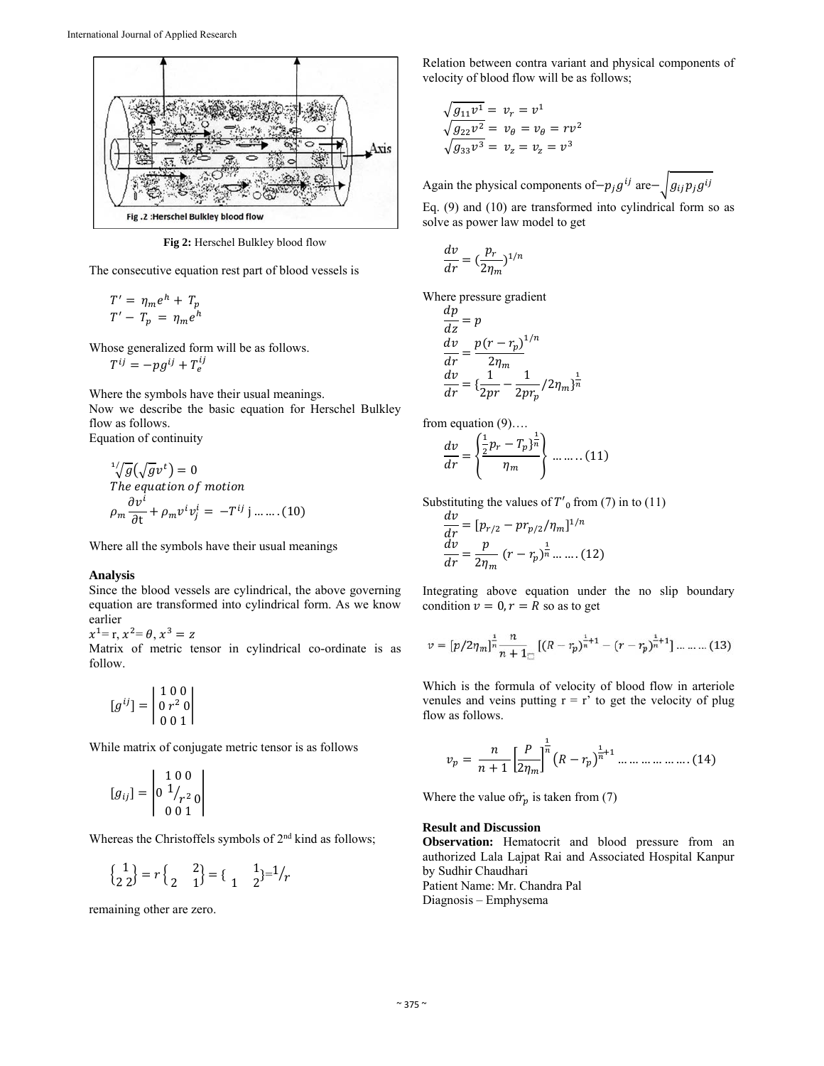Fig 2: Herschel Bulkley blood flow

The consecutive equation rest part of blood vessels is

$$T' = \eta_m e^h + T_p$$
$$T' - T_p = \eta_m e^h$$

Whose generalized form will be as follows.

$$T^{ij} = -pg^{ij} + T_e^{ij}$$

Where the symbols have their usual meanings.

Now we describe the basic equation for Herschel Bulkley flow as follows.

Equation of continuity

$$\sqrt[1/]{g}(\sqrt{g}v^t) = 0$$

*The equation of motion*

$$\rho_m \frac{\partial v^i}{\partial t} + \rho_m v^i v_j^i = -T^{ij}\text{ j} \ldots\ldots(10)$$

Where all the symbols have their usual meanings

### Analysis

Since the blood vessels are cylindrical, the above governing equation are transformed into cylindrical form. As we know earlier

$x^1 = r, x^2 = \theta, x^3 = z$

Matrix of metric tensor in cylindrical co-ordinate is as follow.

$$[g^{ij}] = \begin{vmatrix} 1 & 0 & 0 \\ 0 & r^2 & 0 \\ 0 & 0 & 1 \end{vmatrix}$$

While matrix of conjugate metric tensor is as follows

$$[g_{ij}] = \begin{vmatrix} 1 & 0 & 0 \\ 0 & 1/r^2 & 0 \\ 0 & 0 & 1 \end{vmatrix}$$

Whereas the Christoffels symbols of 2nd kind as follows;

$$\left\{ {1 \atop 2\ 2} \right\} = r\left\{ {2 \atop 2\ \ 1} \right\} = \left\{ {1 \atop 1\ \ 2} \right\} = 1/r$$

remaining other are zero.

Relation between contra variant and physical components of velocity of blood flow will be as follows;

$$\sqrt{g_{11}v^1} = v_r = v^1$$
$$\sqrt{g_{22}v^2} = v_\theta = v_\theta = rv^2$$
$$\sqrt{g_{33}v^3} = v_z = v_z = v^3$$

Again the physical components of $-p_j g^{ij}$ are $-\sqrt{g_{ij}p_j g^{ij}}$

Eq. (9) and (10) are transformed into cylindrical form so as solve as power law model to get

$$\frac{dv}{dr} = \left(\frac{p_r}{2\eta_m}\right)^{1/n}$$

Where pressure gradient

$$\frac{dp}{dz} = p$$
$$\frac{dv}{dr} = \frac{p(r - r_p)^{1/n}}{2\eta_m}$$
$$\frac{dv}{dr} = \left\{\frac{1}{2pr} - \frac{1}{2pr_p}/2\eta_m\right\}^{\frac{1}{n}}$$

from equation (9)….

$$\frac{dv}{dr} = \left\{\frac{\frac{1}{2}p_r - T_p\}^{\frac{1}{n}}}{\eta_m}\right\} \ldots\ldots(11)$$

Substituting the values of $T'_0$ from (7) in to (11)

$$\frac{dv}{dr} = [p_{r/2} - pr_{p/2}/\eta_m]^{1/n}$$
$$\frac{dv}{dr} = \frac{p}{2\eta_m}(r - r_p)^{\frac{1}{n}} \ldots\ldots(12)$$

Integrating above equation under the no slip boundary condition $v = 0, r = R$ so as to get

$$v = [p/2\eta_m]^{\frac{1}{n}} \frac{n}{n+1}\left[(R - r_p)^{\frac{1}{n}+1} - (r - r_p)^{\frac{1}{n}+1}\right] \ldots\ldots(13)$$

Which is the formula of velocity of blood flow in arteriole venules and veins putting r = r' to get the velocity of plug flow as follows.

$$v_p = \frac{n}{n+1}\left[\frac{P}{2\eta_m}\right]^{\frac{1}{n}}(R - r_p)^{\frac{1}{n}+1} \ldots\ldots\ldots\ldots(14)$$

Where the value of $r_p$ is taken from (7)

### Result and Discussion

**Observation:** Hematocrit and blood pressure from an authorized Lala Lajpat Rai and Associated Hospital Kanpur by Sudhir Chaudhari

Patient Name: Mr. Chandra Pal

Diagnosis – Emphysema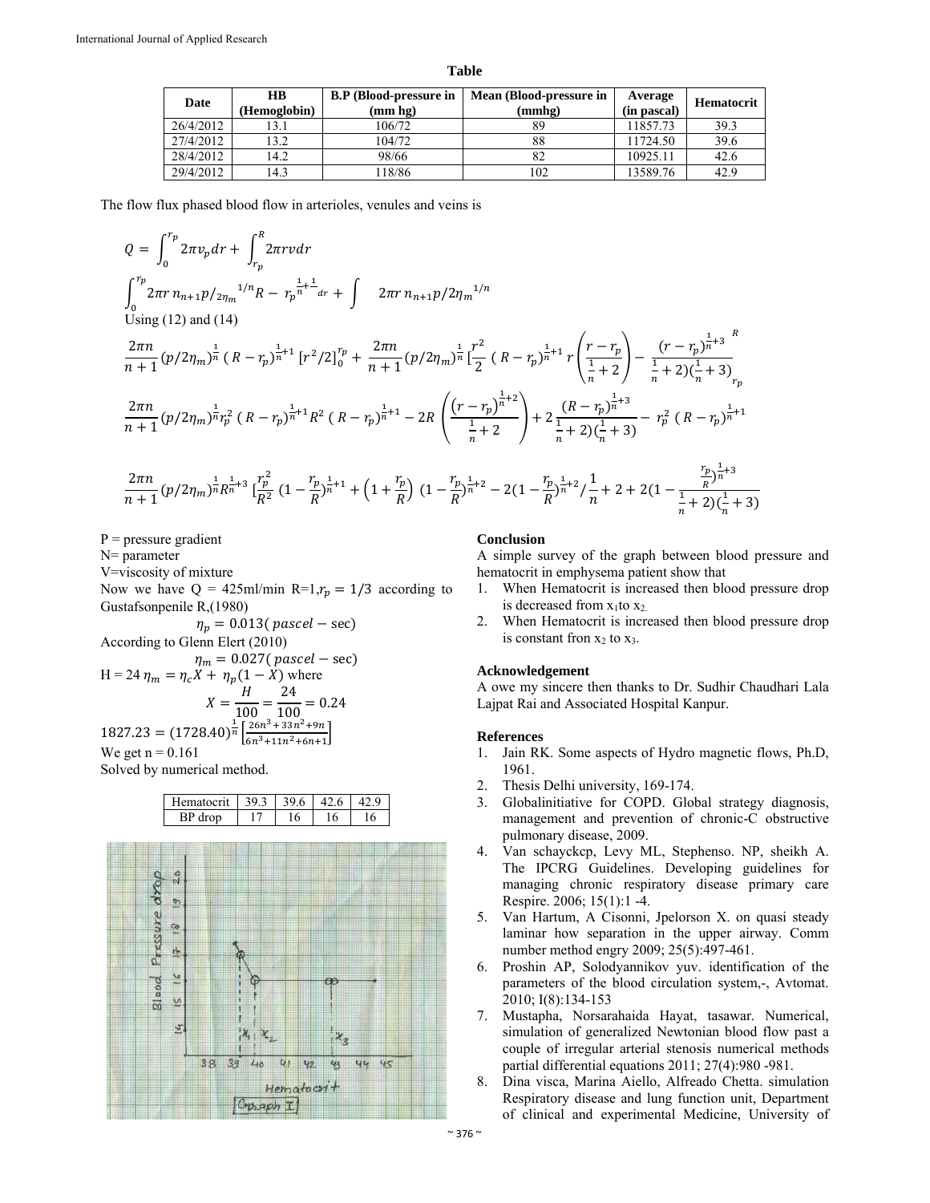**Table**

| Date | HB (Hemoglobin) | B.P (Blood-pressure in (mm hg) | Mean (Blood-pressure in (mmhg) | Average (in pascal) | Hematocrit |
|---|---|---|---|---|---|
| 26/4/2012 | 13.1 | 106/72 | 89 | 11857.73 | 39.3 |
| 27/4/2012 | 13.2 | 104/72 | 88 | 11724.50 | 39.6 |
| 28/4/2012 | 14.2 | 98/66 | 82 | 10925.11 | 42.6 |
| 29/4/2012 | 14.3 | 118/86 | 102 | 13589.76 | 42.9 |

The flow flux phased blood flow in arterioles, venules and veins is

$$Q = \int_0^{r_p} 2\pi v_p dr + \int_{r_p}^{R} 2\pi r v dr$$

$$\int_0^{r_p} 2\pi r\, n_{n+1} p/_{2\eta_m}{}^{1/n} R - r_p{}^{\frac{1}{n}+\frac{1}{}}{}^{dr} + \int \quad 2\pi r\, n_{n+1} p/2\eta_m{}^{1/n}$$

Using (12) and (14)

$$\frac{2\pi n}{n+1}(p/2\eta_m)^{\frac{1}{n}}\,(R-r_p)^{\frac{1}{n}+1}\,[r^2/2]_0^{r_p} + \frac{2\pi n}{n+1}(p/2\eta_m)^{\frac{1}{n}}\left[\frac{r^2}{2}\,(R-r_p)^{\frac{1}{n}+1}\, r\left(\frac{r-r_p}{\frac{1}{n}+2}\right) - \frac{(r-r_p)^{\frac{1}{n}+3}}{\frac{1}{n}+2)(\frac{1}{n}+3)}\right]_{r_p}^{R}$$

$$\frac{2\pi n}{n+1}(p/2\eta_m)^{\frac{1}{n}} r_p^2\,(R-r_p)^{\frac{1}{n}+1} R^2\,(R-r_p)^{\frac{1}{n}+1} - 2R\left(\frac{(r-r_p)^{\frac{1}{n}+2}}{\frac{1}{n}+2}\right) + 2\frac{(R-r_p)^{\frac{1}{n}+3}}{\frac{1}{n}+2)(\frac{1}{n}+3)} - r_p^2\,(R-r_p)^{\frac{1}{n}+1}$$

$$\frac{2\pi n}{n+1}(p/2\eta_m)^{\frac{1}{n}} R^{\frac{1}{n}+3}\left[\frac{r_p^2}{R^2}\,(1-\frac{r_p}{R})^{\frac{1}{n}+1} + \left(1+\frac{r_p}{R}\right)(1-\frac{r_p}{R})^{\frac{1}{n}+2} - 2(1-\frac{r_p}{R})^{\frac{1}{n}+2}/\frac{1}{n}+2+2(1-\frac{\frac{r_p}{R})^{\frac{1}{n}+3}}{\frac{1}{n}+2)(\frac{1}{n}+3)}\right.$$

P = pressure gradient

N= parameter

V=viscosity of mixture

Now we have Q = 425ml/min R=1,$r_p = 1/3$ according to Gustafsonpenile R,(1980)

$$\eta_p = 0.013(\,pascel - \sec)$$

According to Glenn Elert (2010)

$$\eta_m = 0.027(\,pascel - \sec)$$

H = 24 $\eta_m = \eta_c X + \eta_p(1-X)$ where

$$X = \frac{H}{100} = \frac{24}{100} = 0.24$$

$$1827.23 = (1728.40)^{\frac{1}{n}}\left[\frac{26n^3+33n^2+9n}{6n^3+11n^2+6n+1}\right]$$

We get n = 0.161

Solved by numerical method.

| Hematocrit | 39.3 | 39.6 | 42.6 | 42.9 |
|---|---|---|---|---|
| BP drop | 17 | 16 | 16 | 16 |

## Conclusion

A simple survey of the graph between blood pressure and hematocrit in emphysema patient show that

1. When Hematocrit is increased then blood pressure drop is decreased from $x_1$to $x_2$.
2. When Hematocrit is increased then blood pressure drop is constant fron $x_2$ to $x_3$.

## Acknowledgement

A owe my sincere then thanks to Dr. Sudhir Chaudhari Lala Lajpat Rai and Associated Hospital Kanpur.

## References

1. Jain RK. Some aspects of Hydro magnetic flows, Ph.D, 1961.
2. Thesis Delhi university, 169-174.
3. Globalinitiative for COPD. Global strategy diagnosis, management and prevention of chronic-C obstructive pulmonary disease, 2009.
4. Van schayckcp, Levy ML, Stephenso. NP, sheikh A. The IPCRG Guidelines. Developing guidelines for managing chronic respiratory disease primary care Respire. 2006; 15(1):1 -4.
5. Van Hartum, A Cisonni, Jpelorson X. on quasi steady laminar how separation in the upper airway. Comm number method engry 2009; 25(5):497-461.
6. Proshin AP, Solodyannikov yuv. identification of the parameters of the blood circulation system,-, Avtomat. 2010; I(8):134-153
7. Mustapha, Norsarahaida Hayat, tasawar. Numerical, simulation of generalized Newtonian blood flow past a couple of irregular arterial stenosis numerical methods partial differential equations 2011; 27(4):980 -981.
8. Dina visca, Marina Aiello, Alfreado Chetta. simulation Respiratory disease and lung function unit, Department of clinical and experimental Medicine, University of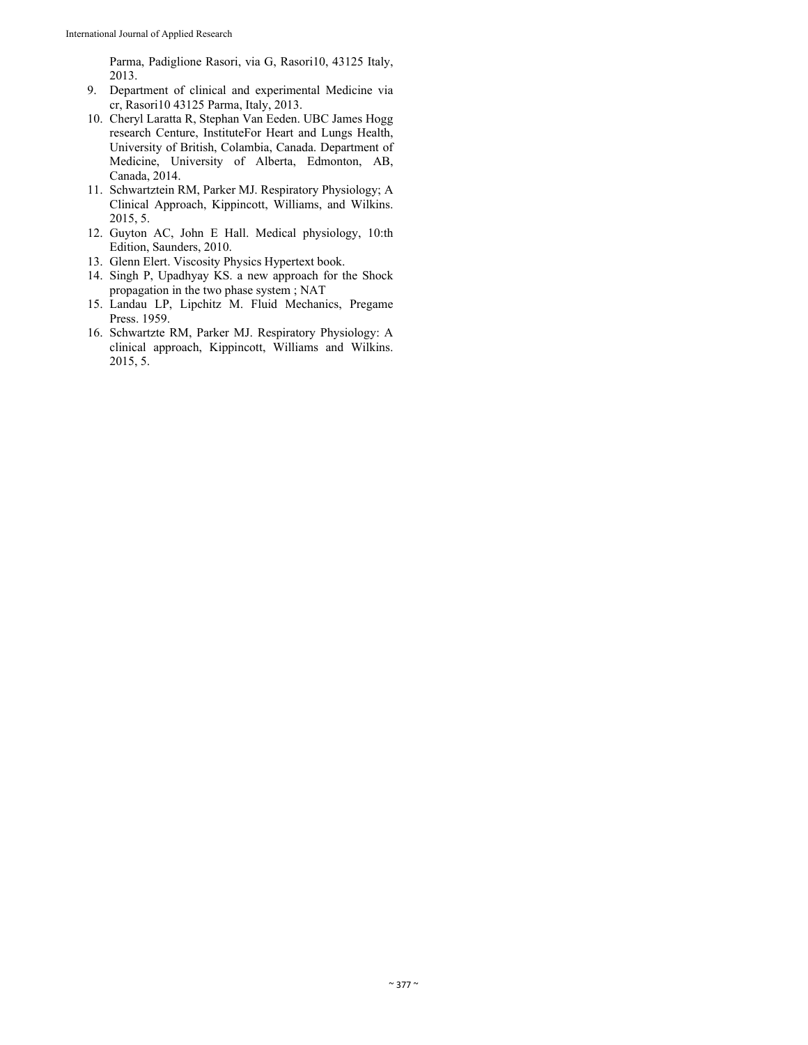Parma, Padiglione Rasori, via G, Rasori10, 43125 Italy, 2013.

9. Department of clinical and experimental Medicine via cr, Rasori10 43125 Parma, Italy, 2013.
10. Cheryl Laratta R, Stephan Van Eeden. UBC James Hogg research Centure, InstituteFor Heart and Lungs Health, University of British, Colambia, Canada. Department of Medicine, University of Alberta, Edmonton, AB, Canada, 2014.
11. Schwartztein RM, Parker MJ. Respiratory Physiology; A Clinical Approach, Kippincott, Williams, and Wilkins. 2015, 5.
12. Guyton AC, John E Hall. Medical physiology, 10:th Edition, Saunders, 2010.
13. Glenn Elert. Viscosity Physics Hypertext book.
14. Singh P, Upadhyay KS. a new approach for the Shock propagation in the two phase system ; NAT
15. Landau LP, Lipchitz M. Fluid Mechanics, Pregame Press. 1959.
16. Schwartzte RM, Parker MJ. Respiratory Physiology: A clinical approach, Kippincott, Williams and Wilkins. 2015, 5.